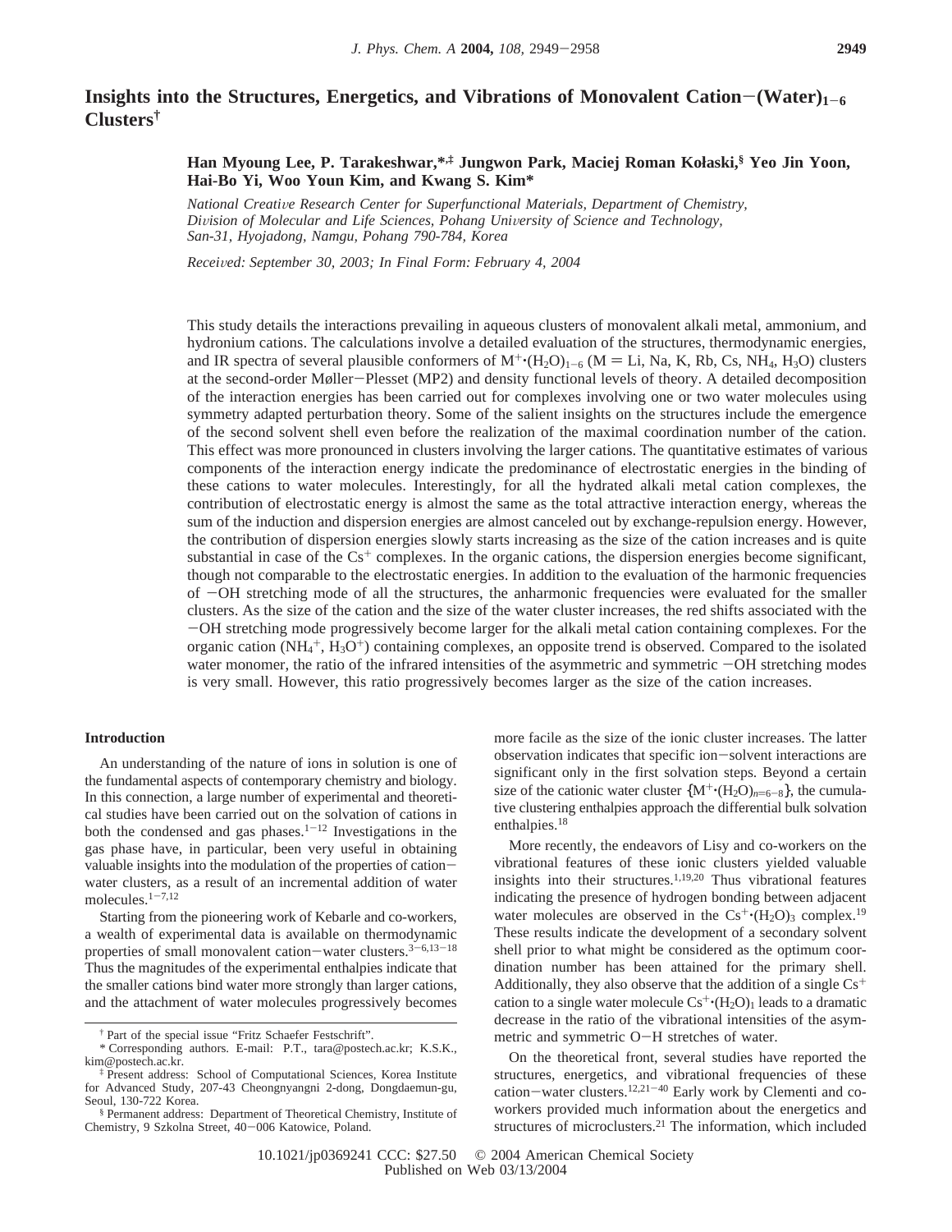# Insights into the Structures, Energetics, and Vibrations of Monovalent Cation−(Water)$_{1-6}$ Clusters[†]

**Han Myoung Lee, P. Tarakeshwar,[*,‡] Jungwon Park, Maciej Roman Kołaski,[§] Yeo Jin Yoon, Hai-Bo Yi, Woo Youn Kim, and Kwang S. Kim[*]**

*National Creative Research Center for Superfunctional Materials, Department of Chemistry, Division of Molecular and Life Sciences, Pohang University of Science and Technology, San-31, Hyojadong, Namgu, Pohang 790-784, Korea*

*Received: September 30, 2003; In Final Form: February 4, 2004*

This study details the interactions prevailing in aqueous clusters of monovalent alkali metal, ammonium, and hydronium cations. The calculations involve a detailed evaluation of the structures, thermodynamic energies, and IR spectra of several plausible conformers of $M^+\cdot(H_2O)_{1-6}$ (M = Li, Na, K, Rb, Cs, $NH_4$, $H_3O$) clusters at the second-order Møller−Plesset (MP2) and density functional levels of theory. A detailed decomposition of the interaction energies has been carried out for complexes involving one or two water molecules using symmetry adapted perturbation theory. Some of the salient insights on the structures include the emergence of the second solvent shell even before the realization of the maximal coordination number of the cation. This effect was more pronounced in clusters involving the larger cations. The quantitative estimates of various components of the interaction energy indicate the predominance of electrostatic energies in the binding of these cations to water molecules. Interestingly, for all the hydrated alkali metal cation complexes, the contribution of electrostatic energy is almost the same as the total attractive interaction energy, whereas the sum of the induction and dispersion energies are almost canceled out by exchange-repulsion energy. However, the contribution of dispersion energies slowly starts increasing as the size of the cation increases and is quite substantial in case of the $Cs^+$ complexes. In the organic cations, the dispersion energies become significant, though not comparable to the electrostatic energies. In addition to the evaluation of the harmonic frequencies of −OH stretching mode of all the structures, the anharmonic frequencies were evaluated for the smaller clusters. As the size of the cation and the size of the water cluster increases, the red shifts associated with the −OH stretching mode progressively become larger for the alkali metal cation containing complexes. For the organic cation ($NH_4^+$, $H_3O^+$) containing complexes, an opposite trend is observed. Compared to the isolated water monomer, the ratio of the infrared intensities of the asymmetric and symmetric −OH stretching modes is very small. However, this ratio progressively becomes larger as the size of the cation increases.

## Introduction

An understanding of the nature of ions in solution is one of the fundamental aspects of contemporary chemistry and biology. In this connection, a large number of experimental and theoretical studies have been carried out on the solvation of cations in both the condensed and gas phases.[1−12] Investigations in the gas phase have, in particular, been very useful in obtaining valuable insights into the modulation of the properties of cation−water clusters, as a result of an incremental addition of water molecules.[1−7,12]

Starting from the pioneering work of Kebarle and co-workers, a wealth of experimental data is available on thermodynamic properties of small monovalent cation−water clusters.[3−6,13−18] Thus the magnitudes of the experimental enthalpies indicate that the smaller cations bind water more strongly than larger cations, and the attachment of water molecules progressively becomes more facile as the size of the ionic cluster increases. The latter observation indicates that specific ion−solvent interactions are significant only in the first solvation steps. Beyond a certain size of the cationic water cluster $\{M^+\cdot(H_2O)_{n=6-8}\}$, the cumulative clustering enthalpies approach the differential bulk solvation enthalpies.[18]

More recently, the endeavors of Lisy and co-workers on the vibrational features of these ionic clusters yielded valuable insights into their structures.[1,19,20] Thus vibrational features indicating the presence of hydrogen bonding between adjacent water molecules are observed in the $Cs^+\cdot(H_2O)_3$ complex.[19] These results indicate the development of a secondary solvent shell prior to what might be considered as the optimum coordination number has been attained for the primary shell. Additionally, they also observe that the addition of a single $Cs^+$ cation to a single water molecule $Cs^+\cdot(H_2O)_1$ leads to a dramatic decrease in the ratio of the vibrational intensities of the asymmetric and symmetric O−H stretches of water.

On the theoretical front, several studies have reported the structures, energetics, and vibrational frequencies of these cation−water clusters.[12,21−40] Early work by Clementi and co-workers provided much information about the energetics and structures of microclusters.[21] The information, which included

[†] Part of the special issue "Fritz Schaefer Festschrift".

[*] Corresponding authors. E-mail: P.T., tara@postech.ac.kr; K.S.K., kim@postech.ac.kr.

[‡] Present address: School of Computational Sciences, Korea Institute for Advanced Study, 207-43 Cheongnyangni 2-dong, Dongdaemun-gu, Seoul, 130-722 Korea.

[§] Permanent address: Department of Theoretical Chemistry, Institute of Chemistry, 9 Szkolna Street, 40−006 Katowice, Poland.

10.1021/jp0369241 CCC: $27.50 © 2004 American Chemical Society
Published on Web 03/13/2004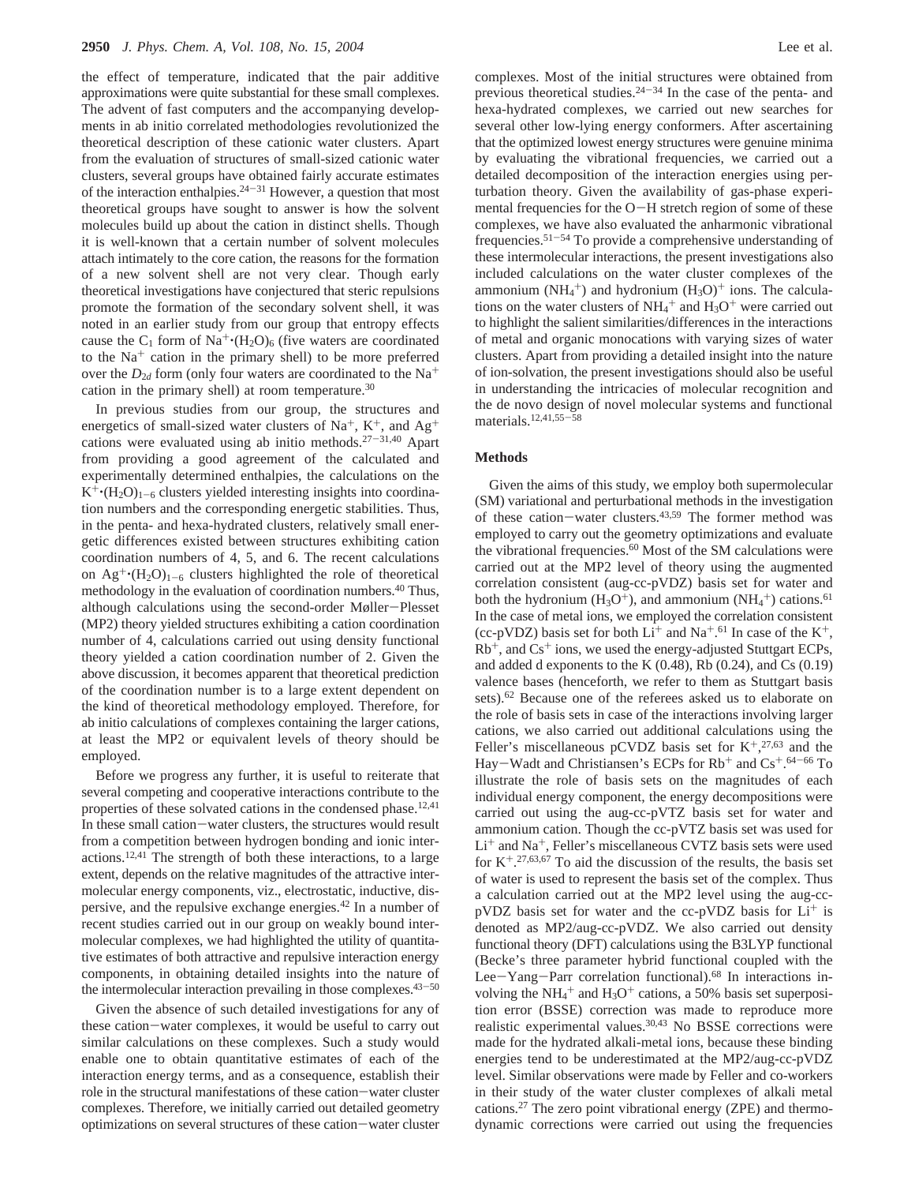the effect of temperature, indicated that the pair additive approximations were quite substantial for these small complexes. The advent of fast computers and the accompanying developments in ab initio correlated methodologies revolutionized the theoretical description of these cationic water clusters. Apart from the evaluation of structures of small-sized cationic water clusters, several groups have obtained fairly accurate estimates of the interaction enthalpies.[24-31] However, a question that most theoretical groups have sought to answer is how the solvent molecules build up about the cation in distinct shells. Though it is well-known that a certain number of solvent molecules attach intimately to the core cation, the reasons for the formation of a new solvent shell are not very clear. Though early theoretical investigations have conjectured that steric repulsions promote the formation of the secondary solvent shell, it was noted in an earlier study from our group that entropy effects cause the $C_1$ form of $Na^+\cdot(H_2O)_6$ (five waters are coordinated to the $Na^+$ cation in the primary shell) to be more preferred over the $D_{2d}$ form (only four waters are coordinated to the $Na^+$ cation in the primary shell) at room temperature.[30]

In previous studies from our group, the structures and energetics of small-sized water clusters of $Na^+$, $K^+$, and $Ag^+$ cations were evaluated using ab initio methods.[27-31,40] Apart from providing a good agreement of the calculated and experimentally determined enthalpies, the calculations on the $K^+\cdot(H_2O)_{1-6}$ clusters yielded interesting insights into coordination numbers and the corresponding energetic stabilities. Thus, in the penta- and hexa-hydrated clusters, relatively small energetic differences existed between structures exhibiting cation coordination numbers of 4, 5, and 6. The recent calculations on $Ag^+\cdot(H_2O)_{1-6}$ clusters highlighted the role of theoretical methodology in the evaluation of coordination numbers.[40] Thus, although calculations using the second-order Møller–Plesset (MP2) theory yielded structures exhibiting a cation coordination number of 4, calculations carried out using density functional theory yielded a cation coordination number of 2. Given the above discussion, it becomes apparent that theoretical prediction of the coordination number is to a large extent dependent on the kind of theoretical methodology employed. Therefore, for ab initio calculations of complexes containing the larger cations, at least the MP2 or equivalent levels of theory should be employed.

Before we progress any further, it is useful to reiterate that several competing and cooperative interactions contribute to the properties of these solvated cations in the condensed phase.[12,41] In these small cation–water clusters, the structures would result from a competition between hydrogen bonding and ionic interactions.[12,41] The strength of both these interactions, to a large extent, depends on the relative magnitudes of the attractive intermolecular energy components, viz., electrostatic, inductive, dispersive, and the repulsive exchange energies.[42] In a number of recent studies carried out in our group on weakly bound intermolecular complexes, we had highlighted the utility of quantitative estimates of both attractive and repulsive interaction energy components, in obtaining detailed insights into the nature of the intermolecular interaction prevailing in those complexes.[43-50]

Given the absence of such detailed investigations for any of these cation–water complexes, it would be useful to carry out similar calculations on these complexes. Such a study would enable one to obtain quantitative estimates of each of the interaction energy terms, and as a consequence, establish their role in the structural manifestations of these cation–water cluster complexes. Therefore, we initially carried out detailed geometry optimizations on several structures of these cation–water cluster complexes. Most of the initial structures were obtained from previous theoretical studies.[24-34] In the case of the penta- and hexa-hydrated complexes, we carried out new searches for several other low-lying energy conformers. After ascertaining that the optimized lowest energy structures were genuine minima by evaluating the vibrational frequencies, we carried out a detailed decomposition of the interaction energies using perturbation theory. Given the availability of gas-phase experimental frequencies for the O–H stretch region of some of these complexes, we have also evaluated the anharmonic vibrational frequencies.[51-54] To provide a comprehensive understanding of these intermolecular interactions, the present investigations also included calculations on the water cluster complexes of the ammonium ($NH_4^+$) and hydronium ($H_3O)^+$ ions. The calculations on the water clusters of $NH_4^+$ and $H_3O^+$ were carried out to highlight the salient similarities/differences in the interactions of metal and organic monocations with varying sizes of water clusters. Apart from providing a detailed insight into the nature of ion-solvation, the present investigations should also be useful in understanding the intricacies of molecular recognition and the de novo design of novel molecular systems and functional materials.[12,41,55-58]

## Methods

Given the aims of this study, we employ both supermolecular (SM) variational and perturbational methods in the investigation of these cation–water clusters.[43,59] The former method was employed to carry out the geometry optimizations and evaluate the vibrational frequencies.[60] Most of the SM calculations were carried out at the MP2 level of theory using the augmented correlation consistent (aug-cc-pVDZ) basis set for water and both the hydronium ($H_3O^+$), and ammonium ($NH_4^+$) cations.[61] In the case of metal ions, we employed the correlation consistent (cc-pVDZ) basis set for both $Li^+$ and $Na^+$.[61] In case of the $K^+$, $Rb^+$, and $Cs^+$ ions, we used the energy-adjusted Stuttgart ECPs, and added d exponents to the K (0.48), Rb (0.24), and Cs (0.19) valence bases (henceforth, we refer to them as Stuttgart basis sets).[62] Because one of the referees asked us to elaborate on the role of basis sets in case of the interactions involving larger cations, we also carried out additional calculations using the Feller's miscellaneous pCVDZ basis set for $K^+$,[27,63] and the Hay–Wadt and Christiansen's ECPs for $Rb^+$ and $Cs^+$.[64-66] To illustrate the role of basis sets on the magnitudes of each individual energy component, the energy decompositions were carried out using the aug-cc-pVTZ basis set for water and ammonium cation. Though the cc-pVTZ basis set was used for $Li^+$ and $Na^+$, Feller's miscellaneous CVTZ basis sets were used for $K^+$.[27,63,67] To aid the discussion of the results, the basis set of water is used to represent the basis set of the complex. Thus a calculation carried out at the MP2 level using the aug-cc-pVDZ basis set for water and the cc-pVDZ basis for $Li^+$ is denoted as MP2/aug-cc-pVDZ. We also carried out density functional theory (DFT) calculations using the B3LYP functional (Becke's three parameter hybrid functional coupled with the Lee–Yang–Parr correlation functional).[68] In interactions involving the $NH_4^+$ and $H_3O^+$ cations, a 50% basis set superposition error (BSSE) correction was made to reproduce more realistic experimental values.[30,43] No BSSE corrections were made for the hydrated alkali-metal ions, because these binding energies tend to be underestimated at the MP2/aug-cc-pVDZ level. Similar observations were made by Feller and co-workers in their study of the water cluster complexes of alkali metal cations.[27] The zero point vibrational energy (ZPE) and thermodynamic corrections were carried out using the frequencies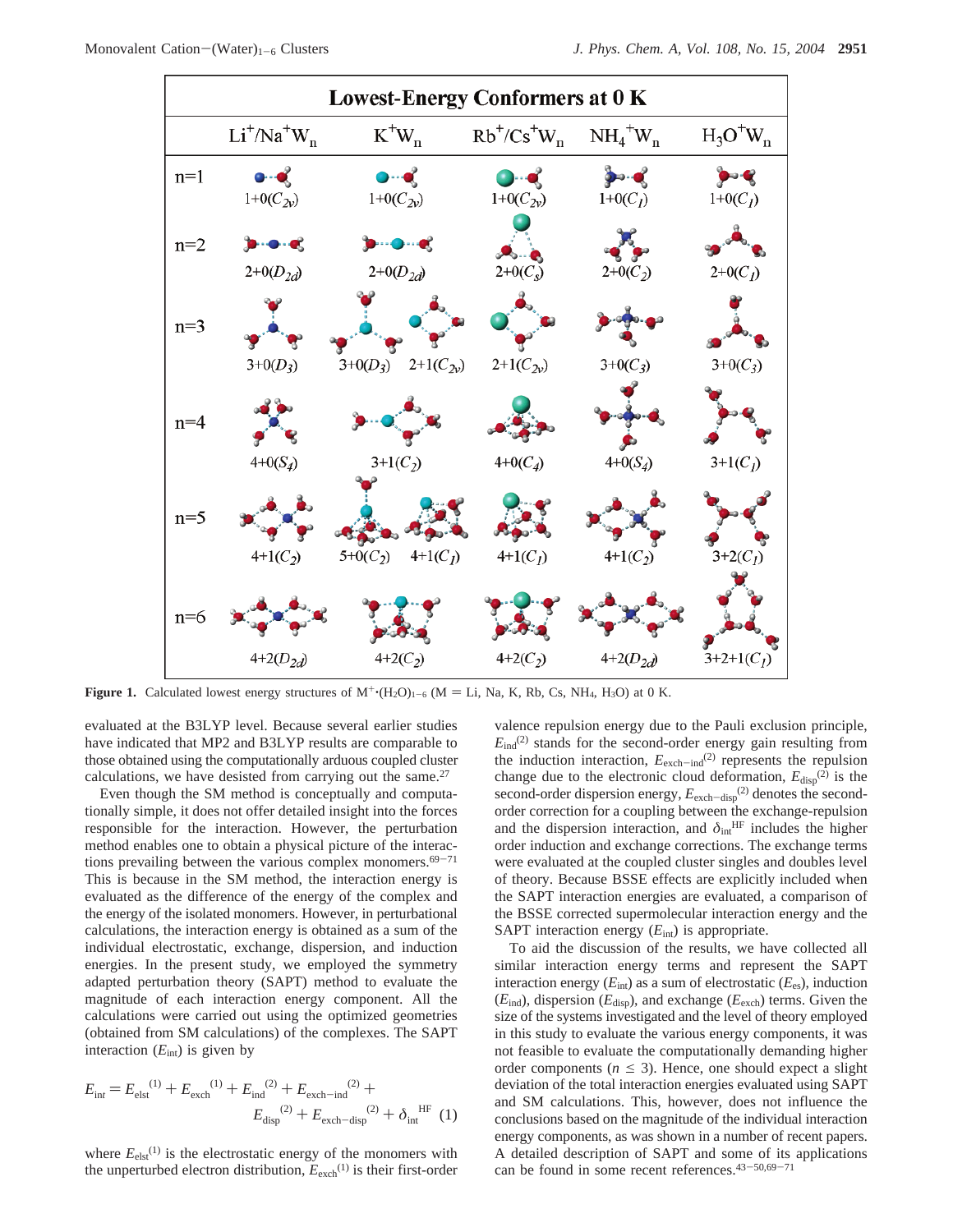| Lowest-Energy Conformers at 0 K | | | | | |
|---|---|---|---|---|---|
| | $Li^+/Na^+W_n$ | $K^+W_n$ | $Rb^+/Cs^+W_n$ | $NH_4^+W_n$ | $H_3O^+W_n$ |
| n=1 | 1+0($C_{2v}$) | 1+0($C_{2v}$) | 1+0($C_{2v}$) | 1+0($C_1$) | 1+0($C_1$) |
| n=2 | 2+0($D_{2d}$) | 2+0($D_{2d}$) | 2+0($C_s$) | 2+0($C_2$) | 2+0($C_1$) |
| n=3 | 3+0($D_3$) | 3+0($D_3$) 2+1($C_{2v}$) | 2+1($C_{2v}$) | 3+0($C_3$) | 3+0($C_3$) |
| n=4 | 4+0($S_4$) | 3+1($C_2$) | 4+0($C_4$) | 4+0($S_4$) | 3+1($C_1$) |
| n=5 | 4+1($C_2$) | 5+0($C_2$) 4+1($C_1$) | 4+1($C_1$) | 4+1($C_2$) | 3+2($C_1$) |
| n=6 | 4+2($D_{2d}$) | 4+2($C_2$) | 4+2($C_2$) | 4+2($D_{2d}$) | 3+2+1($C_1$) |

**Figure 1.** Calculated lowest energy structures of $M^+\cdot(H_2O)_{1-6}$ (M = Li, Na, K, Rb, Cs, $NH_4$, $H_3O$) at 0 K.

evaluated at the B3LYP level. Because several earlier studies have indicated that MP2 and B3LYP results are comparable to those obtained using the computationally arduous coupled cluster calculations, we have desisted from carrying out the same.[27]

Even though the SM method is conceptually and computationally simple, it does not offer detailed insight into the forces responsible for the interaction. However, the perturbation method enables one to obtain a physical picture of the interactions prevailing between the various complex monomers.[69-71] This is because in the SM method, the interaction energy is evaluated as the difference of the energy of the complex and the energy of the isolated monomers. However, in perturbational calculations, the interaction energy is obtained as a sum of the individual electrostatic, exchange, dispersion, and induction energies. In the present study, we employed the symmetry adapted perturbation theory (SAPT) method to evaluate the magnitude of each interaction energy component. All the calculations were carried out using the optimized geometries (obtained from SM calculations) of the complexes. The SAPT interaction ($E_{int}$) is given by

$$E_{int} = E_{elst}^{(1)} + E_{exch}^{(1)} + E_{ind}^{(2)} + E_{exch-ind}^{(2)} + E_{disp}^{(2)} + E_{exch-disp}^{(2)} + \delta_{int}^{HF} \quad (1)$$

where $E_{elst}^{(1)}$ is the electrostatic energy of the monomers with the unperturbed electron distribution, $E_{exch}^{(1)}$ is their first-order valence repulsion energy due to the Pauli exclusion principle, $E_{ind}^{(2)}$ stands for the second-order energy gain resulting from the induction interaction, $E_{exch-ind}^{(2)}$ represents the repulsion change due to the electronic cloud deformation, $E_{disp}^{(2)}$ is the second-order dispersion energy, $E_{exch-disp}^{(2)}$ denotes the second-order correction for a coupling between the exchange-repulsion and the dispersion interaction, and $\delta_{int}^{HF}$ includes the higher order induction and exchange corrections. The exchange terms were evaluated at the coupled cluster singles and doubles level of theory. Because BSSE effects are explicitly included when the SAPT interaction energies are evaluated, a comparison of the BSSE corrected supermolecular interaction energy and the SAPT interaction energy ($E_{int}$) is appropriate.

To aid the discussion of the results, we have collected all similar interaction energy terms and represent the SAPT interaction energy ($E_{int}$) as a sum of electrostatic ($E_{es}$), induction ($E_{ind}$), dispersion ($E_{disp}$), and exchange ($E_{exch}$) terms. Given the size of the systems investigated and the level of theory employed in this study to evaluate the various energy components, it was not feasible to evaluate the computationally demanding higher order components ($n \leq 3$). Hence, one should expect a slight deviation of the total interaction energies evaluated using SAPT and SM calculations. This, however, does not influence the conclusions based on the magnitude of the individual interaction energy components, as was shown in a number of recent papers. A detailed description of SAPT and some of its applications can be found in some recent references.[43-50,69-71]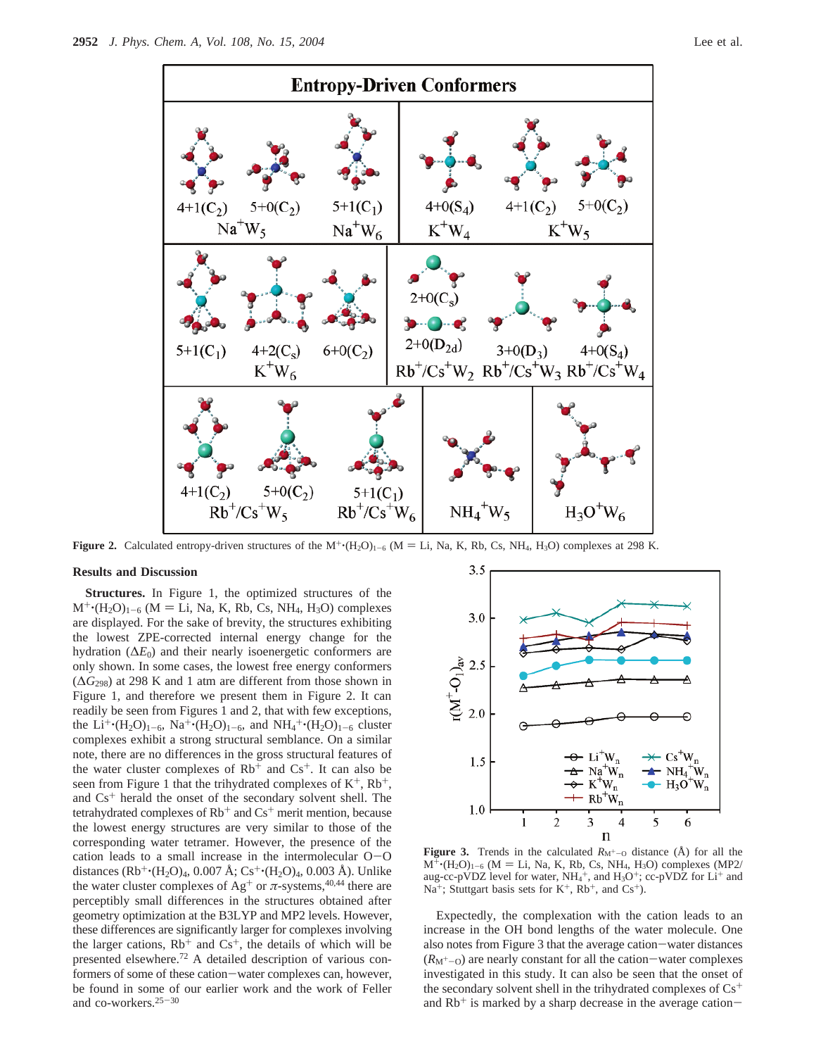Figure 2. Calculated entropy-driven structures of the $M^+\cdot(H_2O)_{1-6}$ (M = Li, Na, K, Rb, Cs, $NH_4$, $H_3O$) complexes at 298 K.

### Results and Discussion

**Structures.** In Figure 1, the optimized structures of the $M^+\cdot(H_2O)_{1-6}$ (M = Li, Na, K, Rb, Cs, $NH_4$, $H_3O$) complexes are displayed. For the sake of brevity, the structures exhibiting the lowest ZPE-corrected internal energy change for the hydration ($\Delta E_0$) and their nearly isoenergetic conformers are only shown. In some cases, the lowest free energy conformers ($\Delta G_{298}$) at 298 K and 1 atm are different from those shown in Figure 1, and therefore we present them in Figure 2. It can readily be seen from Figures 1 and 2, that with few exceptions, the $Li^+\cdot(H_2O)_{1-6}$, $Na^+\cdot(H_2O)_{1-6}$, and $NH_4{}^+\cdot(H_2O)_{1-6}$ cluster complexes exhibit a strong structural semblance. On a similar note, there are no differences in the gross structural features of the water cluster complexes of $Rb^+$ and $Cs^+$. It can also be seen from Figure 1 that the trihydrated complexes of $K^+$, $Rb^+$, and $Cs^+$ herald the onset of the secondary solvent shell. The tetrahydrated complexes of $Rb^+$ and $Cs^+$ merit mention, because the lowest energy structures are very similar to those of the corresponding water tetramer. However, the presence of the cation leads to a small increase in the intermolecular O–O distances ($Rb^+\cdot(H_2O)_4$, 0.007 Å; $Cs^+\cdot(H_2O)_4$, 0.003 Å). Unlike the water cluster complexes of $Ag^+$ or $\pi$-systems,[40,44] there are perceptibly small differences in the structures obtained after geometry optimization at the B3LYP and MP2 levels. However, these differences are significantly larger for complexes involving the larger cations, $Rb^+$ and $Cs^+$, the details of which will be presented elsewhere.[72] A detailed description of various conformers of some of these cation–water complexes can, however, be found in some of our earlier work and the work of Feller and co-workers.[25–30]

Figure 3. Trends in the calculated $R_{M^+-O}$ distance (Å) for all the $M^+\cdot(H_2O)_{1-6}$ (M = Li, Na, K, Rb, Cs, $NH_4$, $H_3O$) complexes (MP2/aug-cc-pVDZ level for water, $NH_4{}^+$, and $H_3O^+$; cc-pVDZ for $Li^+$ and $Na^+$; Stuttgart basis sets for $K^+$, $Rb^+$, and $Cs^+$).

Expectedly, the complexation with the cation leads to an increase in the OH bond lengths of the water molecule. One also notes from Figure 3 that the average cation–water distances ($R_{M^+-O}$) are nearly constant for all the cation–water complexes investigated in this study. It can also be seen that the onset of the secondary solvent shell in the trihydrated complexes of $Cs^+$ and $Rb^+$ is marked by a sharp decrease in the average cation–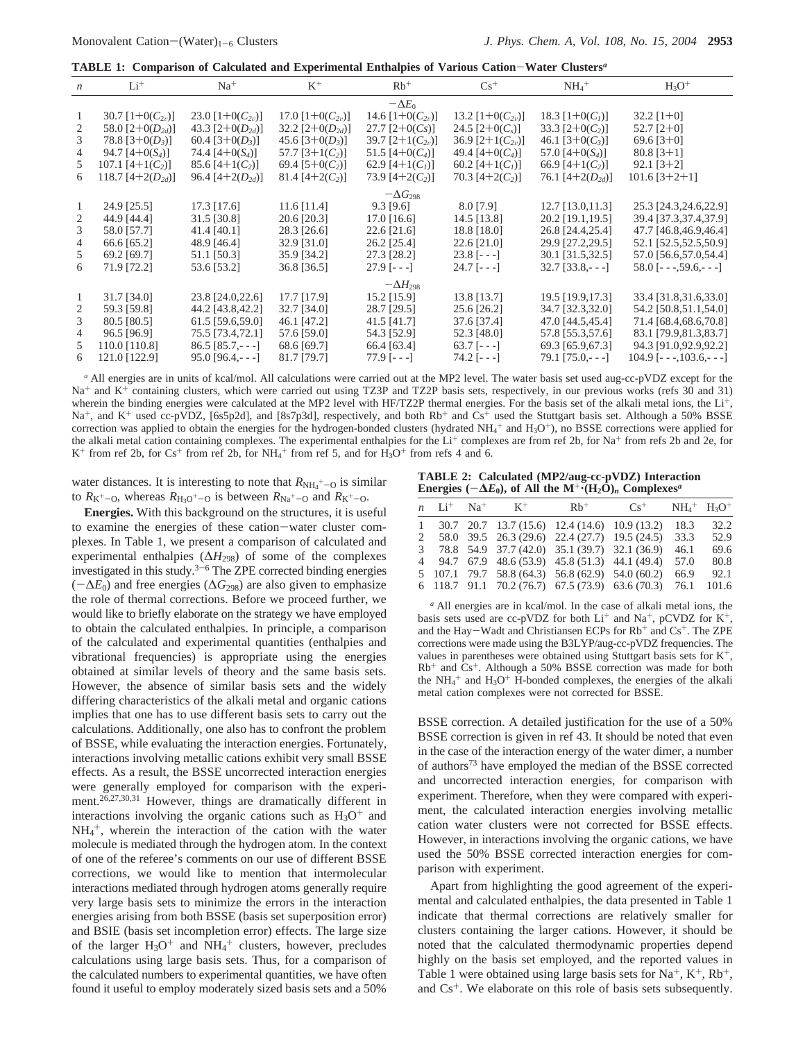**TABLE 1: Comparison of Calculated and Experimental Enthalpies of Various Cation−Water Clusters[a]**

| $n$ | $Li^+$ | $Na^+$ | $K^+$ | $Rb^+$ | $Cs^+$ | $NH_4^+$ | $H_3O^+$ |
|---|---|---|---|---|---|---|---|
| | | | | $-\Delta E_0$ | | | |
| 1 | 30.7 [1+0($C_{2v}$)] | 23.0 [1+0($C_{2v}$)] | 17.0 [1+0($C_{2v}$)] | 14.6 [1+0($C_{2v}$)] | 13.2 [1+0($C_{2v}$)] | 18.3 [1+0($C_1$)] | 32.2 [1+0] |
| 2 | 58.0 [2+0($D_{2d}$)] | 43.3 [2+0($D_{2d}$)] | 32.2 [2+0($D_{2d}$)] | 27.7 [2+0($C_S$)] | 24.5 [2+0($C_s$)] | 33.3 [2+0($C_2$)] | 52.7 [2+0] |
| 3 | 78.8 [3+0($D_3$)] | 60.4 [3+0($D_3$)] | 45.6 [3+0($D_3$)] | 39.7 [2+1($C_{2v}$)] | 36.9 [2+1($C_{2v}$)] | 46.1 [3+0($C_3$)] | 69.6 [3+0] |
| 4 | 94.7 [4+0($S_4$)] | 74.4 [4+0($S_4$)] | 57.7 [3+1($C_2$)] | 51.5 [4+0($C_4$)] | 49.4 [4+0($C_4$)] | 57.0 [4+0($S_4$)] | 80.8 [3+1] |
| 5 | 107.1 [4+1($C_2$)] | 85.6 [4+1($C_2$)] | 69.4 [5+0($C_2$)] | 62.9 [4+1($C_1$)] | 60.2 [4+1($C_1$)] | 66.9 [4+1($C_2$)] | 92.1 [3+2] |
| 6 | 118.7 [4+2($D_{2d}$)] | 96.4 [4+2($D_{2d}$)] | 81.4 [4+2($C_2$)] | 73.9 [4+2($C_2$)] | 70.3 [4+2($C_2$)] | 76.1 [4+2($D_{2d}$)] | 101.6 [3+2+1] |
| | | | | $-\Delta G_{298}$ | | | |
| 1 | 24.9 [25.5] | 17.3 [17.6] | 11.6 [11.4] | 9.3 [9.6] | 8.0 [7.9] | 12.7 [13.0,11.3] | 25.3 [24.3,24.6,22.9] |
| 2 | 44.9 [44.4] | 31.5 [30.8] | 20.6 [20.3] | 17.0 [16.6] | 14.5 [13.8] | 20.2 [19.1,19.5] | 39.4 [37.3,37.4,37.9] |
| 3 | 58.0 [57.7] | 41.4 [40.1] | 28.3 [26.6] | 22.6 [21.6] | 18.8 [18.0] | 26.8 [24.4,25.4] | 47.7 [46.8,46.9,46.4] |
| 4 | 66.6 [65.2] | 48.9 [46.4] | 32.9 [31.0] | 26.2 [25.4] | 22.6 [21.0] | 29.9 [27.2,29.5] | 52.1 [52.5,52.5,50.9] |
| 5 | 69.2 [69.7] | 51.1 [50.3] | 35.9 [34.2] | 27.3 [28.2] | 23.8 [- - -] | 30.1 [31.5,32.5] | 57.0 [56.6,57.0,54.4] |
| 6 | 71.9 [72.2] | 53.6 [53.2] | 36.8 [36.5] | 27.9 [- - -] | 24.7 [- - -] | 32.7 [33.8,- - -] | 58.0 [- - -,59.6,- - -] |
| | | | | $-\Delta H_{298}$ | | | |
| 1 | 31.7 [34.0] | 23.8 [24.0,22.6] | 17.7 [17.9] | 15.2 [15.9] | 13.8 [13.7] | 19.5 [19.9,17.3] | 33.4 [31.8,31.6,33.0] |
| 2 | 59.3 [59.8] | 44.2 [43.8,42.2] | 32.7 [34.0] | 28.7 [29.5] | 25.6 [26.2] | 34.7 [32.3,32.0] | 54.2 [50.8,51.1,54.0] |
| 3 | 80.5 [80.5] | 61.5 [59.6,59.0] | 46.1 [47.2] | 41.5 [41.7] | 37.6 [37.4] | 47.0 [44.5,45.4] | 71.4 [68.4,68.6,70.8] |
| 4 | 96.5 [96.9] | 75.5 [73.4,72.1] | 57.6 [59.0] | 54.3 [52.9] | 52.3 [48.0] | 57.8 [55.3,57.6] | 83.1 [79.9,81.3,83.7] |
| 5 | 110.0 [110.8] | 86.5 [85.7,- - -] | 68.6 [69.7] | 66.4 [63.4] | 63.7 [- - -] | 69.3 [65.9,67.3] | 94.3 [91.0,92.9,92.2] |
| 6 | 121.0 [122.9] | 95.0 [96.4,- - -] | 81.7 [79.7] | 77.9 [- - -] | 74.2 [- - -] | 79.1 [75.0,- - -] | 104.9 [- - -,103.6,- - -] |

[a] All energies are in units of kcal/mol. All calculations were carried out at the MP2 level. The water basis set used aug-cc-pVDZ except for the $Na^+$ and $K^+$ containing clusters, which were carried out using TZ3P and TZ2P basis sets, respectively, in our previous works (refs 30 and 31) wherein the binding energies were calculated at the MP2 level with HF/TZ2P thermal energies. For the basis set of the alkali metal ions, the $Li^+$, $Na^+$, and $K^+$ used cc-pVDZ, [6s5p2d], and [8s7p3d], respectively, and both $Rb^+$ and $Cs^+$ used the Stuttgart basis set. Although a 50% BSSE correction was applied to obtain the energies for the hydrogen-bonded clusters (hydrated $NH_4^+$ and $H_3O^+$), no BSSE corrections were applied for the alkali metal cation containing complexes. The experimental enthalpies for the $Li^+$ complexes are from ref 2b, for $Na^+$ from refs 2b and 2e, for $K^+$ from ref 2b, for $Cs^+$ from ref 2b, for $NH_4^+$ from ref 5, and for $H_3O^+$ from refs 4 and 6.

water distances. It is interesting to note that $R_{NH_4^+-O}$ is similar to $R_{K^+-O}$, whereas $R_{H_3O^+-O}$ is between $R_{Na^+-O}$ and $R_{K^+-O}$.

**Energies.** With this background on the structures, it is useful to examine the energies of these cation−water cluster complexes. In Table 1, we present a comparison of calculated and experimental enthalpies ($\Delta H_{298}$) of some of the complexes investigated in this study.[3−6] The ZPE corrected binding energies ($-\Delta E_0$) and free energies ($\Delta G_{298}$) are also given to emphasize the role of thermal corrections. Before we proceed further, we would like to briefly elaborate on the strategy we have employed to obtain the calculated enthalpies. In principle, a comparison of the calculated and experimental quantities (enthalpies and vibrational frequencies) is appropriate using the energies obtained at similar levels of theory and the same basis sets. However, the absence of similar basis sets and the widely differing characteristics of the alkali metal and organic cations implies that one has to use different basis sets to carry out the calculations. Additionally, one also has to confront the problem of BSSE, while evaluating the interaction energies. Fortunately, interactions involving metallic cations exhibit very small BSSE effects. As a result, the BSSE uncorrected interaction energies were generally employed for comparison with the experiment.[26,27,30,31] However, things are dramatically different in interactions involving the organic cations such as $H_3O^+$ and $NH_4^+$, wherein the interaction of the cation with the water molecule is mediated through the hydrogen atom. In the context of one of the referee's comments on our use of different BSSE corrections, we would like to mention that intermolecular interactions mediated through hydrogen atoms generally require very large basis sets to minimize the errors in the interaction energies arising from both BSSE (basis set superposition error) and BSIE (basis set incompletion error) effects. The large size of the larger $H_3O^+$ and $NH_4^+$ clusters, however, precludes calculations using large basis sets. Thus, for a comparison of the calculated numbers to experimental quantities, we have often found it useful to employ moderately sized basis sets and a 50% BSSE correction. A detailed justification for the use of a 50% BSSE correction is given in ref 43. It should be noted that even in the case of the interaction energy of the water dimer, a number of authors[73] have employed the median of the BSSE corrected and uncorrected interaction energies, for comparison with experiment. Therefore, when they were compared with experiment, the calculated interaction energies involving metallic cation water clusters were not corrected for BSSE effects. However, in interactions involving the organic cations, we have used the 50% BSSE corrected interaction energies for comparison with experiment.

**TABLE 2: Calculated (MP2/aug-cc-pVDZ) Interaction Energies ($-\Delta E_0$), of All the $M^+\cdot(H_2O)_n$ Complexes[a]**

| $n$ | $Li^+$ | $Na^+$ | $K^+$ | $Rb^+$ | $Cs^+$ | $NH_4^+$ | $H_3O^+$ |
|---|---|---|---|---|---|---|---|
| 1 | 30.7 | 20.7 | 13.7 (15.6) | 12.4 (14.6) | 10.9 (13.2) | 18.3 | 32.2 |
| 2 | 58.0 | 39.5 | 26.3 (29.6) | 22.4 (27.7) | 19.5 (24.5) | 33.3 | 52.9 |
| 3 | 78.8 | 54.9 | 37.7 (42.0) | 35.1 (39.7) | 32.1 (36.9) | 46.1 | 69.6 |
| 4 | 94.7 | 67.9 | 48.6 (53.9) | 45.8 (51.3) | 44.1 (49.4) | 57.0 | 80.8 |
| 5 | 107.1 | 79.7 | 58.8 (64.3) | 56.8 (62.9) | 54.0 (60.2) | 66.9 | 92.1 |
| 6 | 118.7 | 91.1 | 70.2 (76.7) | 67.5 (73.9) | 63.6 (70.3) | 76.1 | 101.6 |

[a] All energies are in kcal/mol. In the case of alkali metal ions, the basis sets used are cc-pVDZ for both $Li^+$ and $Na^+$, pCVDZ for $K^+$, and the Hay−Wadt and Christiansen ECPs for $Rb^+$ and $Cs^+$. The ZPE corrections were made using the B3LYP/aug-cc-pVDZ frequencies. The values in parentheses were obtained using Stuttgart basis sets for $K^+$, $Rb^+$ and $Cs^+$. Although a 50% BSSE correction was made for both the $NH_4^+$ and $H_3O^+$ H-bonded complexes, the energies of the alkali metal cation complexes were not corrected for BSSE.

Apart from highlighting the good agreement of the experimental and calculated enthalpies, the data presented in Table 1 indicate that thermal corrections are relatively smaller for clusters containing the larger cations. However, it should be noted that the calculated thermodynamic properties depend highly on the basis set employed, and the reported values in Table 1 were obtained using large basis sets for $Na^+$, $K^+$, $Rb^+$, and $Cs^+$. We elaborate on this role of basis sets subsequently.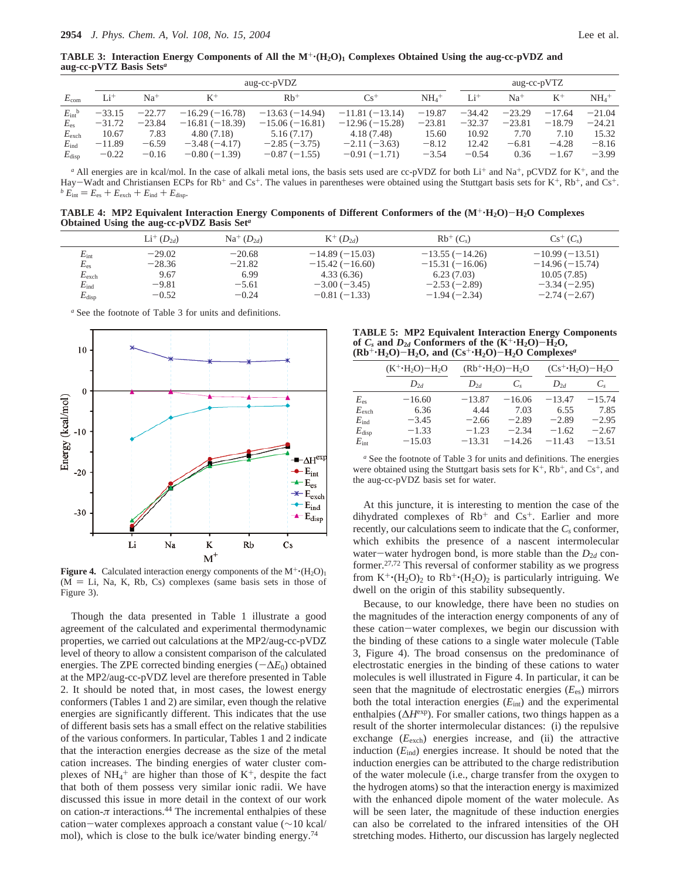**TABLE 3: Interaction Energy Components of All the $M^+ \cdot (H_2O)_1$ Complexes Obtained Using the aug-cc-pVDZ and aug-cc-pVTZ Basis Sets[a]**

| | aug-cc-pVDZ | | | | | | aug-cc-pVTZ | | | |
|---|---|---|---|---|---|---|---|---|---|---|
| $E_{com}$ | $Li^+$ | $Na^+$ | $K^+$ | $Rb^+$ | $Cs^+$ | $NH_4^+$ | $Li^+$ | $Na^+$ | $K^+$ | $NH_4^+$ |
| $E_{int}$[b] | −33.15 | −22.77 | −16.29 (−16.78) | −13.63 (−14.94) | −11.81 (−13.14) | −19.87 | −34.42 | −23.29 | −17.64 | −21.04 |
| $E_{es}$ | −31.72 | −23.84 | −16.81 (−18.39) | −15.06 (−16.81) | −12.96 (−15.28) | −23.81 | −32.37 | −23.81 | −18.79 | −24.21 |
| $E_{exch}$ | 10.67 | 7.83 | 4.80 (7.18) | 5.16 (7.17) | 4.18 (7.48) | 15.60 | 10.92 | 7.70 | 7.10 | 15.32 |
| $E_{ind}$ | −11.89 | −6.59 | −3.48 (−4.17) | −2.85 (−3.75) | −2.11 (−3.63) | −8.12 | 12.42 | −6.81 | −4.28 | −8.16 |
| $E_{disp}$ | −0.22 | −0.16 | −0.80 (−1.39) | −0.87 (−1.55) | −0.91 (−1.71) | −3.54 | −0.54 | 0.36 | −1.67 | −3.99 |

[a] All energies are in kcal/mol. In the case of alkali metal ions, the basis sets used are cc-pVDZ for both $Li^+$ and $Na^+$, pCVDZ for $K^+$, and the Hay−Wadt and Christiansen ECPs for $Rb^+$ and $Cs^+$. The values in parentheses were obtained using the Stuttgart basis sets for $K^+$, $Rb^+$, and $Cs^+$.
[b] $E_{int} = E_{es} + E_{exch} + E_{ind} + E_{disp}$.

**TABLE 4: MP2 Equivalent Interaction Energy Components of Different Conformers of the $(M^+ \cdot H_2O)-H_2O$ Complexes Obtained Using the aug-cc-pVDZ Basis Set[a]**

| | $Li^+$ ($D_{2d}$) | $Na^+$ ($D_{2d}$) | $K^+$ ($D_{2d}$) | $Rb^+$ ($C_s$) | $Cs^+$ ($C_s$) |
|---|---|---|---|---|---|
| $E_{int}$ | −29.02 | −20.68 | −14.89 (−15.03) | −13.55 (−14.26) | −10.99 (−13.51) |
| $E_{es}$ | −28.36 | −21.82 | −15.42 (−16.60) | −15.31 (−16.06) | −14.96 (−15.74) |
| $E_{exch}$ | 9.67 | 6.99 | 4.33 (6.36) | 6.23 (7.03) | 10.05 (7.85) |
| $E_{ind}$ | −9.81 | −5.61 | −3.00 (−3.45) | −2.53 (−2.89) | −3.34 (−2.95) |
| $E_{disp}$ | −0.52 | −0.24 | −0.81 (−1.33) | −1.94 (−2.34) | −2.74 (−2.67) |

[a] See the footnote of Table 3 for units and definitions.

Figure 4. Calculated interaction energy components of the $M^+ \cdot (H_2O)_1$ (M = Li, Na, K, Rb, Cs) complexes (same basis sets in those of Figure 3).

Though the data presented in Table 1 illustrate a good agreement of the calculated and experimental thermodynamic properties, we carried out calculations at the MP2/aug-cc-pVDZ level of theory to allow a consistent comparison of the calculated energies. The ZPE corrected binding energies ($-\Delta E_0$) obtained at the MP2/aug-cc-pVDZ level are therefore presented in Table 2. It should be noted that, in most cases, the lowest energy conformers (Tables 1 and 2) are similar, even though the relative energies are significantly different. This indicates that the use of different basis sets has a small effect on the relative stabilities of the various conformers. In particular, Tables 1 and 2 indicate that the interaction energies decrease as the size of the metal cation increases. The binding energies of water cluster complexes of $NH_4^+$ are higher than those of $K^+$, despite the fact that both of them possess very similar ionic radii. We have discussed this issue in more detail in the context of our work on cation-$\pi$ interactions.[44] The incremental enthalpies of these cation−water complexes approach a constant value (~10 kcal/mol), which is close to the bulk ice/water binding energy.[74]

**TABLE 5: MP2 Equivalent Interaction Energy Components of $C_s$ and $D_{2d}$ Conformers of the $(K^+ \cdot H_2O)-H_2O$, $(Rb^+ \cdot H_2O)-H_2O$, and $(Cs^+ \cdot H_2O)-H_2O$ Complexes[a]**

| | $(K^+ \cdot H_2O)-H_2O$ | $(Rb^+ \cdot H_2O)-H_2O$ | | $(Cs^+ \cdot H_2O)-H_2O$ | |
|---|---|---|---|---|---|
| | $D_{2d}$ | $D_{2d}$ | $C_s$ | $D_{2d}$ | $C_s$ |
| $E_{es}$ | −16.60 | −13.87 | −16.06 | −13.47 | −15.74 |
| $E_{exch}$ | 6.36 | 4.44 | 7.03 | 6.55 | 7.85 |
| $E_{ind}$ | −3.45 | −2.66 | −2.89 | −2.89 | −2.95 |
| $E_{disp}$ | −1.33 | −1.23 | −2.34 | −1.62 | −2.67 |
| $E_{int}$ | −15.03 | −13.31 | −14.26 | −11.43 | −13.51 |

[a] See the footnote of Table 3 for units and definitions. The energies were obtained using the Stuttgart basis sets for $K^+$, $Rb^+$, and $Cs^+$, and the aug-cc-pVDZ basis set for water.

At this juncture, it is interesting to mention the case of the dihydrated complexes of $Rb^+$ and $Cs^+$. Earlier and more recently, our calculations seem to indicate that the $C_s$ conformer, which exhibits the presence of a nascent intermolecular water−water hydrogen bond, is more stable than the $D_{2d}$ conformer.[27,72] This reversal of conformer stability as we progress from $K^+ \cdot (H_2O)_2$ to $Rb^+ \cdot (H_2O)_2$ is particularly intriguing. We dwell on the origin of this stability subsequently.

Because, to our knowledge, there have been no studies on the magnitudes of the interaction energy components of any of these cation−water complexes, we begin our discussion with the binding of these cations to a single water molecule (Table 3, Figure 4). The broad consensus on the predominance of electrostatic energies in the binding of these cations to water molecules is well illustrated in Figure 4. In particular, it can be seen that the magnitude of electrostatic energies ($E_{es}$) mirrors both the total interaction energies ($E_{int}$) and the experimental enthalpies ($\Delta H^{exp}$). For smaller cations, two things happen as a result of the shorter intermolecular distances: (i) the repulsive exchange ($E_{exch}$) energies increase, and (ii) the attractive induction ($E_{ind}$) energies increase. It should be noted that the induction energies can be attributed to the charge redistribution of the water molecule (i.e., charge transfer from the oxygen to the hydrogen atoms) so that the interaction energy is maximized with the enhanced dipole moment of the water molecule. As will be seen later, the magnitude of these induction energies can also be correlated to the infrared intensities of the OH stretching modes. Hitherto, our discussion has largely neglected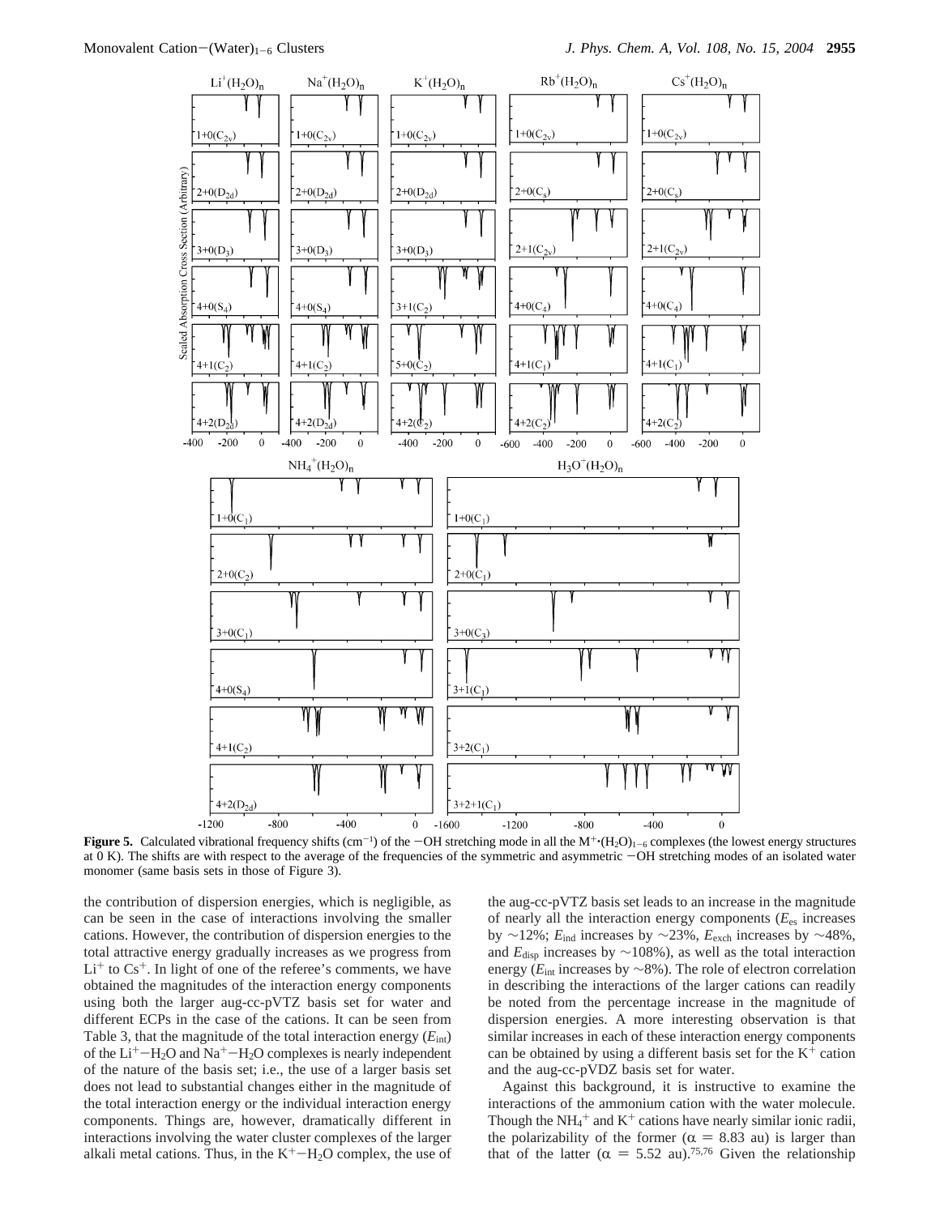**Figure 5.** Calculated vibrational frequency shifts (cm$^{-1}$) of the $-$OH stretching mode in all the $M^+\cdot(H_2O)_{1-6}$ complexes (the lowest energy structures at 0 K). The shifts are with respect to the average of the frequencies of the symmetric and asymmetric $-$OH stretching modes of an isolated water monomer (same basis sets in those of Figure 3).

the contribution of dispersion energies, which is negligible, as can be seen in the case of interactions involving the smaller cations. However, the contribution of dispersion energies to the total attractive energy gradually increases as we progress from $Li^+$ to $Cs^+$. In light of one of the referee's comments, we have obtained the magnitudes of the interaction energy components using both the larger aug-cc-pVTZ basis set for water and different ECPs in the case of the cations. It can be seen from Table 3, that the magnitude of the total interaction energy ($E_{int}$) of the $Li^+-H_2O$ and $Na^+-H_2O$ complexes is nearly independent of the nature of the basis set; i.e., the use of a larger basis set does not lead to substantial changes either in the magnitude of the total interaction energy or the individual interaction energy components. Things are, however, dramatically different in interactions involving the water cluster complexes of the larger alkali metal cations. Thus, in the $K^+-H_2O$ complex, the use of the aug-cc-pVTZ basis set leads to an increase in the magnitude of nearly all the interaction energy components ($E_{es}$ increases by ~12%; $E_{ind}$ increases by ~23%, $E_{exch}$ increases by ~48%, and $E_{disp}$ increases by ~108%), as well as the total interaction energy ($E_{int}$ increases by ~8%). The role of electron correlation in describing the interactions of the larger cations can readily be noted from the percentage increase in the magnitude of dispersion energies. A more interesting observation is that similar increases in each of these interaction energy components can be obtained by using a different basis set for the $K^+$ cation and the aug-cc-pVDZ basis set for water.

Against this background, it is instructive to examine the interactions of the ammonium cation with the water molecule. Though the $NH_4^+$ and $K^+$ cations have nearly similar ionic radii, the polarizability of the former ($\alpha$ = 8.83 au) is larger than that of the latter ($\alpha$ = 5.52 au).[75,76] Given the relationship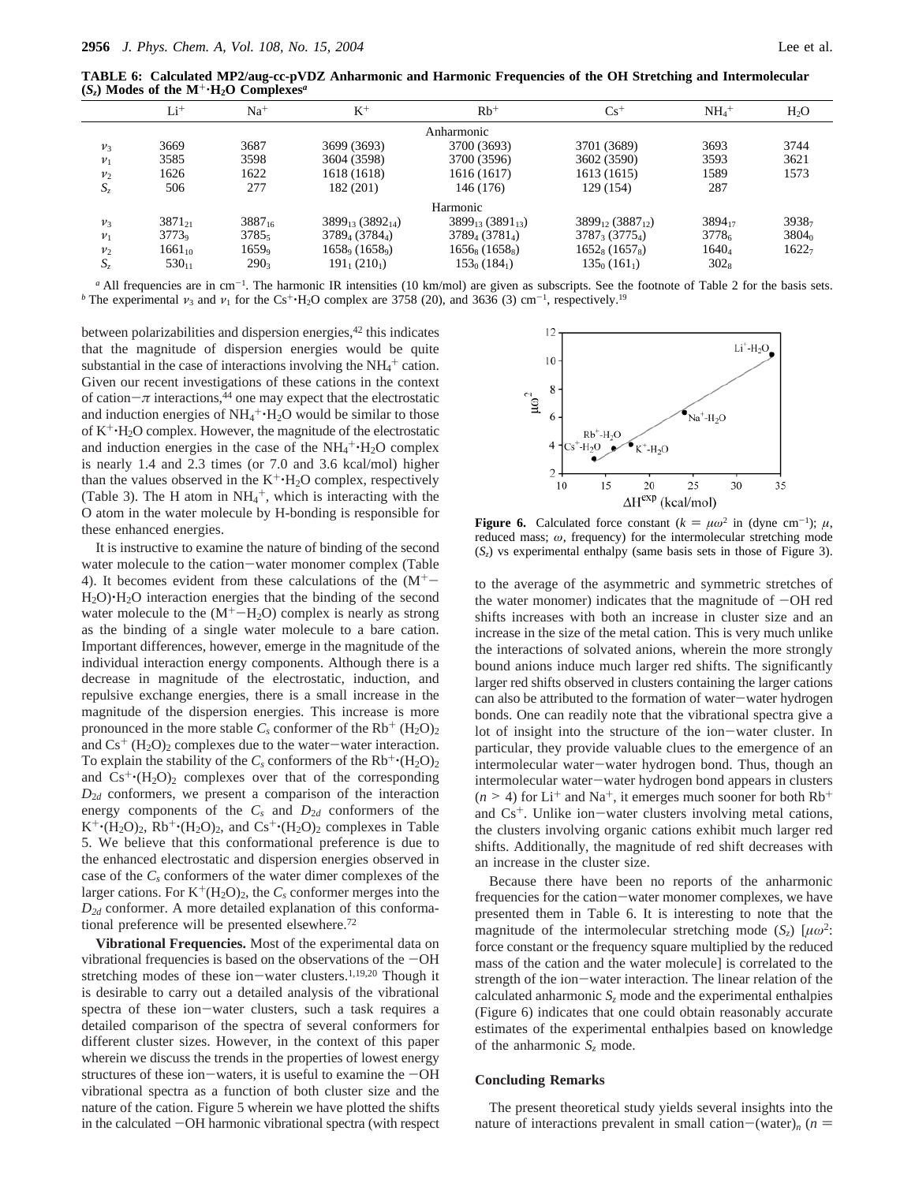**TABLE 6: Calculated MP2/aug-cc-pVDZ Anharmonic and Harmonic Frequencies of the OH Stretching and Intermolecular ($S_z$) Modes of the $M^+{\cdot}H_2O$ Complexes[a]**

| | $Li^+$ | $Na^+$ | $K^+$ | $Rb^+$ | $Cs^+$ | $NH_4^+$ | $H_2O$ |
|---|---|---|---|---|---|---|---|
| | | | | Anharmonic | | | |
| $\nu_3$ | 3669 | 3687 | 3699 (3693) | 3700 (3693) | 3701 (3689) | 3693 | 3744 |
| $\nu_1$ | 3585 | 3598 | 3604 (3598) | 3700 (3596) | 3602 (3590) | 3593 | 3621 |
| $\nu_2$ | 1626 | 1622 | 1618 (1618) | 1616 (1617) | 1613 (1615) | 1589 | 1573 |
| $S_z$ | 506 | 277 | 182 (201) | 146 (176) | 129 (154) | 287 | |
| | | | | Harmonic | | | |
| $\nu_3$ | $3871_{21}$ | $3887_{16}$ | $3899_{13}$ ($3892_{14}$) | $3899_{13}$ ($3891_{13}$) | $3899_{12}$ ($3887_{12}$) | $3894_{17}$ | $3938_7$ |
| $\nu_1$ | $3773_9$ | $3785_5$ | $3789_4$ ($3784_4$) | $3789_4$ ($3781_4$) | $3787_3$ ($3775_4$) | $3778_6$ | $3804_0$ |
| $\nu_2$ | $1661_{10}$ | $1659_9$ | $1658_9$ ($1658_9$) | $1656_8$ ($1658_8$) | $1652_8$ ($1657_8$) | $1640_4$ | $1622_7$ |
| $S_z$ | $530_{11}$ | $290_3$ | $191_1$ ($210_1$) | $153_0$ ($184_1$) | $135_0$ ($161_1$) | $302_8$ | |

[a] All frequencies are in cm$^{-1}$. The harmonic IR intensities (10 km/mol) are given as subscripts. See the footnote of Table 2 for the basis sets. [b] The experimental $\nu_3$ and $\nu_1$ for the $Cs^+{\cdot}H_2O$ complex are 3758 (20), and 3636 (3) cm$^{-1}$, respectively.[19]

between polarizabilities and dispersion energies,[42] this indicates that the magnitude of dispersion energies would be quite substantial in the case of interactions involving the $NH_4^+$ cation. Given our recent investigations of these cations in the context of cation−$\pi$ interactions,[44] one may expect that the electrostatic and induction energies of $NH_4^+{\cdot}H_2O$ would be similar to those of $K^+{\cdot}H_2O$ complex. However, the magnitude of the electrostatic and induction energies in the case of the $NH_4^+{\cdot}H_2O$ complex is nearly 1.4 and 2.3 times (or 7.0 and 3.6 kcal/mol) higher than the values observed in the $K^+{\cdot}H_2O$ complex, respectively (Table 3). The H atom in $NH_4^+$, which is interacting with the O atom in the water molecule by H-bonding is responsible for these enhanced energies.

It is instructive to examine the nature of binding of the second water molecule to the cation−water monomer complex (Table 4). It becomes evident from these calculations of the $(M^+-H_2O){\cdot}H_2O$ interaction energies that the binding of the second water molecule to the $(M^+-H_2O)$ complex is nearly as strong as the binding of a single water molecule to a bare cation. Important differences, however, emerge in the magnitude of the individual interaction energy components. Although there is a decrease in magnitude of the electrostatic, induction, and repulsive exchange energies, there is a small increase in the magnitude of the dispersion energies. This increase is more pronounced in the more stable $C_s$ conformer of the $Rb^+ (H_2O)_2$ and $Cs^+ (H_2O)_2$ complexes due to the water−water interaction. To explain the stability of the $C_s$ conformers of the $Rb^+{\cdot}(H_2O)_2$ and $Cs^+{\cdot}(H_2O)_2$ complexes over that of the corresponding $D_{2d}$ conformers, we present a comparison of the interaction energy components of the $C_s$ and $D_{2d}$ conformers of the $K^+{\cdot}(H_2O)_2$, $Rb^+{\cdot}(H_2O)_2$, and $Cs^+{\cdot}(H_2O)_2$ complexes in Table 5. We believe that this conformational preference is due to the enhanced electrostatic and dispersion energies observed in case of the $C_s$ conformers of the water dimer complexes of the larger cations. For $K^+(H_2O)_2$, the $C_s$ conformer merges into the $D_{2d}$ conformer. A more detailed explanation of this conformational preference will be presented elsewhere.[72]

**Vibrational Frequencies.** Most of the experimental data on vibrational frequencies is based on the observations of the −OH stretching modes of these ion−water clusters.[1,19,20] Though it is desirable to carry out a detailed analysis of the vibrational spectra of these ion−water clusters, such a task requires a detailed comparison of the spectra of several conformers for different cluster sizes. However, in the context of this paper wherein we discuss the trends in the properties of lowest energy structures of these ion−waters, it is useful to examine the −OH vibrational spectra as a function of both cluster size and the nature of the cation. Figure 5 wherein we have plotted the shifts in the calculated −OH harmonic vibrational spectra (with respect to the average of the asymmetric and symmetric stretches of the water monomer) indicates that the magnitude of −OH red shifts increases with both an increase in cluster size and an increase in the size of the metal cation. This is very much unlike the interactions of solvated anions, wherein the more strongly bound anions induce much larger red shifts. The significantly larger red shifts observed in clusters containing the larger cations can also be attributed to the formation of water−water hydrogen bonds. One can readily note that the vibrational spectra give a lot of insight into the structure of the ion−water cluster. In particular, they provide valuable clues to the emergence of an intermolecular water−water hydrogen bond. Thus, though an intermolecular water−water hydrogen bond appears in clusters ($n > 4$) for $Li^+$ and $Na^+$, it emerges much sooner for both $Rb^+$ and $Cs^+$. Unlike ion−water clusters involving metal cations, the clusters involving organic cations exhibit much larger red shifts. Additionally, the magnitude of red shift decreases with an increase in the cluster size.

**Figure 6.** Calculated force constant ($k = \mu\omega^2$ in (dyne cm$^{-1}$); $\mu$, reduced mass; $\omega$, frequency) for the intermolecular stretching mode ($S_z$) vs experimental enthalpy (same basis sets in those of Figure 3).

Because there have been no reports of the anharmonic frequencies for the cation−water monomer complexes, we have presented them in Table 6. It is interesting to note that the magnitude of the intermolecular stretching mode ($S_z$) [$\mu\omega^2$: force constant or the frequency square multiplied by the reduced mass of the cation and the water molecule] is correlated to the strength of the ion−water interaction. The linear relation of the calculated anharmonic $S_z$ mode and the experimental enthalpies (Figure 6) indicates that one could obtain reasonably accurate estimates of the experimental enthalpies based on knowledge of the anharmonic $S_z$ mode.

## Concluding Remarks

The present theoretical study yields several insights into the nature of interactions prevalent in small cation−(water)$_n$ ($n =$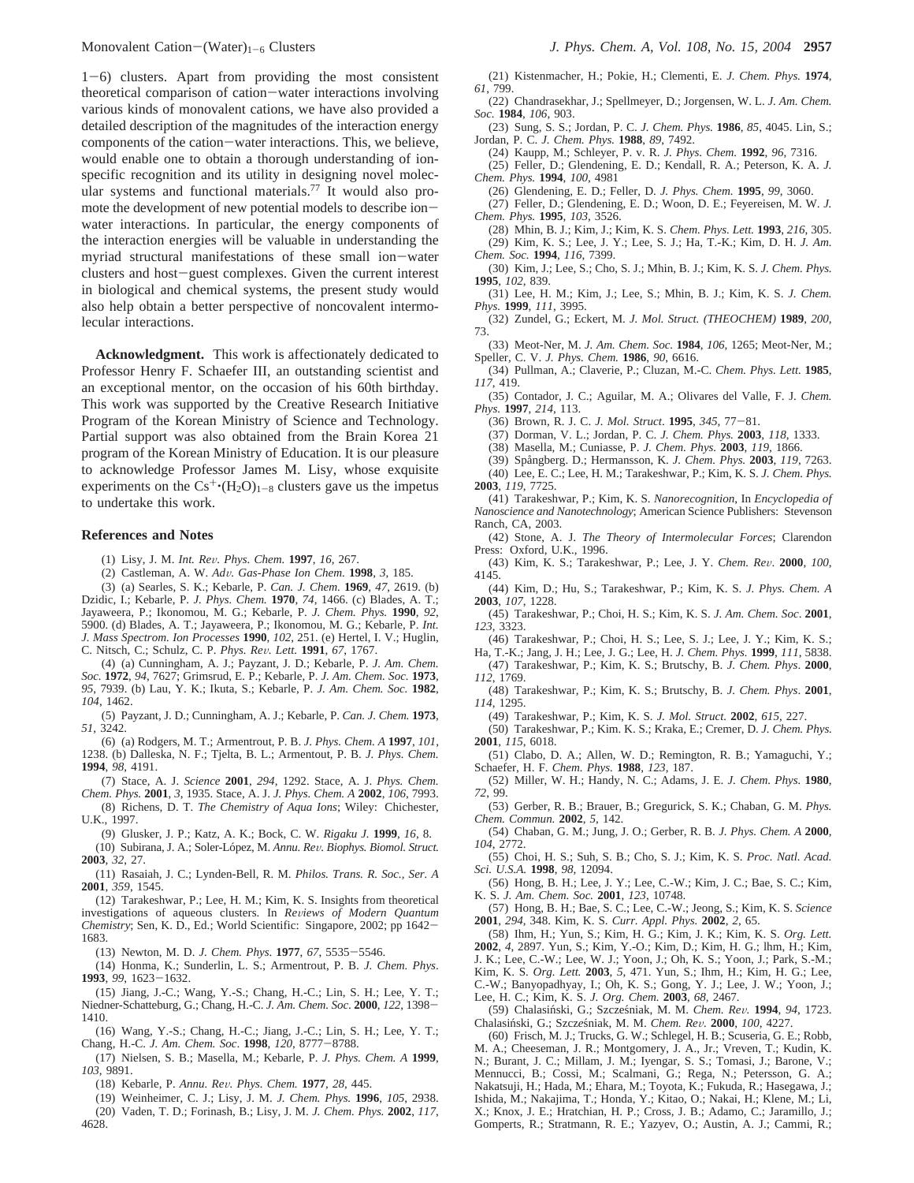1–6) clusters. Apart from providing the most consistent theoretical comparison of cation–water interactions involving various kinds of monovalent cations, we have also provided a detailed description of the magnitudes of the interaction energy components of the cation–water interactions. This, we believe, would enable one to obtain a thorough understanding of ion-specific recognition and its utility in designing novel molecular systems and functional materials.[77] It would also promote the development of new potential models to describe ion–water interactions. In particular, the energy components of the interaction energies will be valuable in understanding the myriad structural manifestations of these small ion–water clusters and host–guest complexes. Given the current interest in biological and chemical systems, the present study would also help obtain a better perspective of noncovalent intermolecular interactions.

**Acknowledgment.** This work is affectionately dedicated to Professor Henry F. Schaefer III, an outstanding scientist and an exceptional mentor, on the occasion of his 60th birthday. This work was supported by the Creative Research Initiative Program of the Korean Ministry of Science and Technology. Partial support was also obtained from the Brain Korea 21 program of the Korean Ministry of Education. It is our pleasure to acknowledge Professor James M. Lisy, whose exquisite experiments on the $Cs^+ \cdot (H_2O)_{1-8}$ clusters gave us the impetus to undertake this work.

### References and Notes

(1) Lisy, J. M. *Int. Rev. Phys. Chem.* **1997**, *16*, 267.

(2) Castleman, A. W. *Adv. Gas-Phase Ion Chem.* **1998**, *3*, 185.

(3) (a) Searles, S. K.; Kebarle, P. *Can. J. Chem.* **1969**, *47*, 2619. (b) Dzidic, I.; Kebarle, P. *J. Phys. Chem.* **1970**, *74*, 1466. (c) Blades, A. T.; Jayaweera, P.; Ikonomou, M. G.; Kebarle, P. *J. Chem. Phys.* **1990**, *92*, 5900. (d) Blades, A. T.; Jayaweera, P.; Ikonomou, M. G.; Kebarle, P. *Int. J. Mass Spectrom. Ion Processes* **1990**, *102*, 251. (e) Hertel, I. V.; Huglin, C. Nitsch, C.; Schulz, C. P. *Phys. Rev. Lett.* **1991**, *67*, 1767.

(4) (a) Cunningham, A. J.; Payzant, J. D.; Kebarle, P. *J. Am. Chem. Soc.* **1972**, *94*, 7627; Grimsrud, E. P.; Kebarle, P. *J. Am. Chem. Soc.* **1973**, *95*, 7939. (b) Lau, Y. K.; Ikuta, S.; Kebarle, P. *J. Am. Chem. Soc.* **1982**, *104*, 1462.

(5) Payzant, J. D.; Cunningham, A. J.; Kebarle, P. *Can. J. Chem.* **1973**, *51*, 3242.

(6) (a) Rodgers, M. T.; Armentrout, P. B. *J. Phys. Chem. A* **1997**, *101*, 1238. (b) Dalleska, N. F.; Tjelta, B. L.; Armentrout, P. B. *J. Phys. Chem.* **1994**, *98*, 4191.

(7) Stace, A. J. *Science* **2001**, *294*, 1292. Stace, A. J. *Phys. Chem. Chem. Phys.* **2001**, *3*, 1935. Stace, A. J. *J. Phys. Chem. A* **2002**, *106*, 7993.

(8) Richens, D. T. *The Chemistry of Aqua Ions*; Wiley: Chichester, U.K., 1997.

(9) Glusker, J. P.; Katz, A. K.; Bock, C. W. *Rigaku J.* **1999**, *16*, 8.

(10) Subirana, J. A.; Soler-López, M. *Annu. Rev. Biophys. Biomol. Struct.* **2003**, *32*, 27.

(11) Rasaiah, J. C.; Lynden-Bell, R. M. *Philos. Trans. R. Soc., Ser. A* **2001**, *359*, 1545.

(12) Tarakeshwar, P.; Lee, H. M.; Kim, K. S. Insights from theoretical investigations of aqueous clusters. In *Reviews of Modern Quantum Chemistry*; Sen, K. D., Ed.; World Scientific: Singapore, 2002; pp 1642–1683.

(13) Newton, M. D. *J. Chem. Phys.* **1977**, *67*, 5535–5546.

(14) Honma, K.; Sunderlin, L. S.; Armentrout, P. B. *J. Chem. Phys*. **1993**, *99*, 1623–1632.

(15) Jiang, J.-C.; Wang, Y.-S.; Chang, H.-C.; Lin, S. H.; Lee, Y. T.; Niedner-Schatteburg, G.; Chang, H.-C. *J. Am. Chem. Soc.* **2000**, *122*, 1398–1410.

(16) Wang, Y.-S.; Chang, H.-C.; Jiang, J.-C.; Lin, S. H.; Lee, Y. T.; Chang, H.-C. *J. Am. Chem. Soc*. **1998**, *120*, 8777–8788.

(17) Nielsen, S. B.; Masella, M.; Kebarle, P. *J. Phys. Chem. A* **1999**, *103*, 9891.

(18) Kebarle, P. *Annu. Rev. Phys. Chem.* **1977**, *28*, 445.

(19) Weinheimer, C. J.; Lisy, J. M. *J. Chem. Phys.* **1996**, *105*, 2938.

(20) Vaden, T. D.; Forinash, B.; Lisy, J. M. *J. Chem. Phys.* **2002**, *117*, 4628.

(21) Kistenmacher, H.; Pokie, H.; Clementi, E. *J. Chem. Phys.* **1974**, *61*, 799.

(22) Chandrasekhar, J.; Spellmeyer, D.; Jorgensen, W. L. *J. Am. Chem. Soc.* **1984**, *106*, 903.

(23) Sung, S. S.; Jordan, P. C. *J. Chem. Phys.* **1986**, *85*, 4045. Lin, S.; Jordan, P. C. *J. Chem. Phys.* **1988**, *89*, 7492.

(24) Kaupp, M.; Schleyer, P. v. R. *J. Phys. Chem.* **1992**, *96*, 7316.

(25) Feller, D.; Glendening, E. D.; Kendall, R. A.; Peterson, K. A. *J. Chem. Phys.* **1994**, *100*, 4981

(26) Glendening, E. D.; Feller, D. *J. Phys. Chem.* **1995**, *99*, 3060.

(27) Feller, D.; Glendening, E. D.; Woon, D. E.; Feyereisen, M. W. *J. Chem. Phys.* **1995**, *103*, 3526.

(28) Mhin, B. J.; Kim, J.; Kim, K. S. *Chem. Phys. Lett.* **1993**, *216*, 305.

(29) Kim, K. S.; Lee, J. Y.; Lee, S. J.; Ha, T.-K.; Kim, D. H. *J. Am. Chem. Soc.* **1994**, *116*, 7399.

(30) Kim, J.; Lee, S.; Cho, S. J.; Mhin, B. J.; Kim, K. S. *J. Chem. Phys.* **1995**, *102*, 839.

(31) Lee, H. M.; Kim, J.; Lee, S.; Mhin, B. J.; Kim, K. S. *J. Chem. Phys.* **1999**, *111*, 3995.

(32) Zundel, G.; Eckert, M. *J. Mol. Struct. (THEOCHEM)* **1989**, *200*, 73.

(33) Meot-Ner, M. *J. Am. Chem. Soc.* **1984**, *106*, 1265; Meot-Ner, M.; Speller, C. V. *J. Phys. Chem.* **1986**, *90*, 6616.

(34) Pullman, A.; Claverie, P.; Cluzan, M.-C. *Chem. Phys. Lett.* **1985**, *117*, 419.

(35) Contador, J. C.; Aguilar, M. A.; Olivares del Valle, F. J. *Chem. Phys*. **1997**, *214*, 113.

(36) Brown, R. J. C. *J. Mol. Struct*. **1995**, *345*, 77–81.

(37) Dorman, V. L.; Jordan, P. C. *J. Chem. Phys.* **2003**, *118*, 1333.

(38) Masella, M.; Cuniasse, P. *J. Chem. Phys.* **2003**, *119*, 1866.

(39) Spångberg. D.; Hermansson, K. *J. Chem. Phys.* **2003**, *119*, 7263.

(40) Lee, E. C.; Lee, H. M.; Tarakeshwar, P.; Kim, K. S. *J. Chem. Phys.* **2003**, *119*, 7725.

(41) Tarakeshwar, P.; Kim, K. S. *Nanorecognition*, In *Encyclopedia of Nanoscience and Nanotechnology*; American Science Publishers: Stevenson Ranch, CA, 2003.

(42) Stone, A. J. *The Theory of Intermolecular Forces*; Clarendon Press: Oxford, U.K., 1996.

(43) Kim, K. S.; Tarakeshwar, P.; Lee, J. Y. *Chem. Rev.* **2000**, *100*, 4145.

(44) Kim, D.; Hu, S.; Tarakeshwar, P.; Kim, K. S. *J. Phys. Chem. A* **2003**, *107*, 1228.

(45) Tarakeshwar, P.; Choi, H. S.; Kim, K. S. *J. Am. Chem. Soc*. **2001**, *123*, 3323.

(46) Tarakeshwar, P.; Choi, H. S.; Lee, S. J.; Lee, J. Y.; Kim, K. S.; Ha, T.-K.; Jang, J. H.; Lee, J. G.; Lee, H. *J. Chem. Phys.* **1999**, *111*, 5838.

(47) Tarakeshwar, P.; Kim, K. S.; Brutschy, B. *J. Chem. Phys*. **2000**, *112*, 1769.

(48) Tarakeshwar, P.; Kim, K. S.; Brutschy, B. *J. Chem. Phys*. **2001**, *114*, 1295.

(49) Tarakeshwar, P.; Kim, K. S. *J. Mol. Struct.* **2002**, *615*, 227.

(50) Tarakeshwar, P.; Kim. K. S.; Kraka, E.; Cremer, D. *J. Chem. Phys.* **2001**, *115*, 6018.

(51) Clabo, D. A.; Allen, W. D.; Remington, R. B.; Yamaguchi, Y.; Schaefer, H. F. *Chem. Phys.* **1988**, *123*, 187.

(52) Miller, W. H.; Handy, N. C.; Adams, J. E. *J. Chem. Phys.* **1980**, *72*, 99.

(53) Gerber, R. B.; Brauer, B.; Gregurick, S. K.; Chaban, G. M. *Phys. Chem. Commun.* **2002**, *5*, 142.

(54) Chaban, G. M.; Jung, J. O.; Gerber, R. B. *J. Phys. Chem. A* **2000**, *104*, 2772.

(55) Choi, H. S.; Suh, S. B.; Cho, S. J.; Kim, K. S. *Proc. Natl. Acad. Sci. U.S.A.* **1998**, *98*, 12094.

(56) Hong, B. H.; Lee, J. Y.; Lee, C.-W.; Kim, J. C.; Bae, S. C.; Kim, K. S. *J. Am. Chem. Soc.* **2001**, *123*, 10748.

(57) Hong, B. H.; Bae, S. C.; Lee, C.-W.; Jeong, S.; Kim, K. S. *Science* **2001**, *294*, 348. Kim, K. S. *Curr. Appl. Phys.* **2002**, *2*, 65.

(58) Ihm, H.; Yun, S.; Kim, H. G.; Kim, J. K.; Kim, K. S. *Org. Lett.* **2002**, *4*, 2897. Yun, S.; Kim, Y.-O.; Kim, D.; Kim, H. G.; lhm, H.; Kim, J. K.; Lee, C.-W.; Lee, W. J.; Yoon, J.; Oh, K. S.; Yoon, J.; Park, S.-M.; Kim, K. S. *Org. Lett.* **2003**, *5*, 471. Yun, S.; Ihm, H.; Kim, H. G.; Lee, C.-W.; Banyopadhyay, I.; Oh, K. S.; Gong, Y. J.; Lee, J. W.; Yoon, J.; Lee, H. C.; Kim, K. S. *J. Org. Chem.* **2003**, *68*, 2467.

(59) Chalasiński, G.; Szczęśniak, M. M. *Chem. Rev.* **1994**, *94*, 1723. Chalasiński, G.; Szczęśniak, M. M. *Chem. Rev.* **2000**, *100*, 4227.

(60) Frisch, M. J.; Trucks, G. W.; Schlegel, H. B.; Scuseria, G. E.; Robb, M. A.; Cheeseman, J. R.; Montgomery, J. A., Jr.; Vreven, T.; Kudin, K. N.; Burant, J. C.; Millam, J. M.; Iyengar, S. S.; Tomasi, J.; Barone, V.; Mennucci, B.; Cossi, M.; Scalmani, G.; Rega, N.; Petersson, G. A.; Nakatsuji, H.; Hada, M.; Ehara, M.; Toyota, K.; Fukuda, R.; Hasegawa, J.; Ishida, M.; Nakajima, T.; Honda, Y.; Kitao, O.; Nakai, H.; Klene, M.; Li, X.; Knox, J. E.; Hratchian, H. P.; Cross, J. B.; Adamo, C.; Jaramillo, J.; Gomperts, R.; Stratmann, R. E.; Yazyev, O.; Austin, A. J.; Cammi, R.;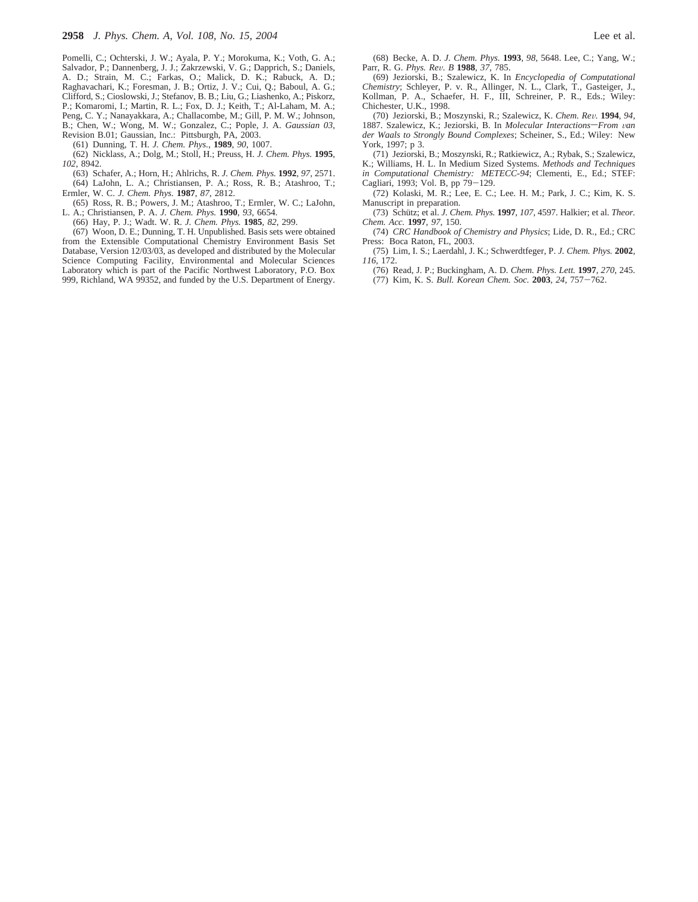Pomelli, C.; Ochterski, J. W.; Ayala, P. Y.; Morokuma, K.; Voth, G. A.; Salvador, P.; Dannenberg, J. J.; Zakrzewski, V. G.; Dapprich, S.; Daniels, A. D.; Strain, M. C.; Farkas, O.; Malick, D. K.; Rabuck, A. D.; Raghavachari, K.; Foresman, J. B.; Ortiz, J. V.; Cui, Q.; Baboul, A. G.; Clifford, S.; Cioslowski, J.; Stefanov, B. B.; Liu, G.; Liashenko, A.; Piskorz, P.; Komaromi, I.; Martin, R. L.; Fox, D. J.; Keith, T.; Al-Laham, M. A.; Peng, C. Y.; Nanayakkara, A.; Challacombe, M.; Gill, P. M. W.; Johnson, B.; Chen, W.; Wong, M. W.; Gonzalez, C.; Pople, J. A. *Gaussian 03*, Revision B.01; Gaussian, Inc.: Pittsburgh, PA, 2003.

(61) Dunning, T. H. *J. Chem. Phys.*, **1989**, *90*, 1007.

(62) Nicklass, A.; Dolg, M.; Stoll, H.; Preuss, H. *J. Chem. Phys.* **1995**, *102*, 8942.

(63) Schafer, A.; Horn, H.; Ahlrichs, R. *J. Chem. Phys.* **1992**, *97*, 2571.

(64) LaJohn, L. A.; Christiansen, P. A.; Ross, R. B.; Atashroo, T.; Ermler, W. C. *J. Chem. Phys.* **1987**, *87*, 2812.

(65) Ross, R. B.; Powers, J. M.; Atashroo, T.; Ermler, W. C.; LaJohn, L. A.; Christiansen, P. A. *J. Chem. Phys.* **1990**, *93*, 6654.

(66) Hay, P. J.; Wadt. W. R. *J. Chem. Phys.* **1985**, *82*, 299.

(67) Woon, D. E.; Dunning, T. H. Unpublished. Basis sets were obtained from the Extensible Computational Chemistry Environment Basis Set Database, Version 12/03/03, as developed and distributed by the Molecular Science Computing Facility, Environmental and Molecular Sciences Laboratory which is part of the Pacific Northwest Laboratory, P.O. Box 999, Richland, WA 99352, and funded by the U.S. Department of Energy.

(68) Becke, A. D. *J. Chem. Phys.* **1993**, *98*, 5648. Lee, C.; Yang, W.; Parr, R. G. *Phys. Rev. B* **1988**, *37*, 785.

(69) Jeziorski, B.; Szalewicz, K. In *Encyclopedia of Computational Chemistry*; Schleyer, P. v. R., Allinger, N. L., Clark, T., Gasteiger, J., Kollman, P. A., Schaefer, H. F., III, Schreiner, P. R., Eds.; Wiley: Chichester, U.K., 1998.

(70) Jeziorski, B.; Moszynski, R.; Szalewicz, K. *Chem. Rev.* **1994**, *94*, 1887. Szalewicz, K.; Jeziorski, B. In *Molecular Interactions—From van der Waals to Strongly Bound Complexes*; Scheiner, S., Ed.; Wiley: New York, 1997; p 3.

(71) Jeziorski, B.; Moszynski, R.; Ratkiewicz, A.; Rybak, S.; Szalewicz, K.; Williams, H. L. In Medium Sized Systems. *Methods and Techniques in Computational Chemistry: METECC-94*; Clementi, E., Ed.; STEF: Cagliari, 1993; Vol. B, pp 79−129.

(72) Kolaski, M. R.; Lee, E. C.; Lee. H. M.; Park, J. C.; Kim, K. S. Manuscript in preparation.

(73) Schütz; et al. *J. Chem. Phys.* **1997**, *107*, 4597. Halkier; et al. *Theor. Chem. Acc.* **1997**, *97*, 150.

(74) *CRC Handbook of Chemistry and Physics*; Lide, D. R., Ed.; CRC Press: Boca Raton, FL, 2003.

(75) Lim, I. S.; Laerdahl, J. K.; Schwerdtfeger, P. *J. Chem. Phys.* **2002**, *116*, 172.

(76) Read, J. P.; Buckingham, A. D. *Chem. Phys. Lett.* **1997**, *270*, 245.

(77) Kim, K. S. *Bull. Korean Chem. Soc.* **2003**, *24*, 757−762.